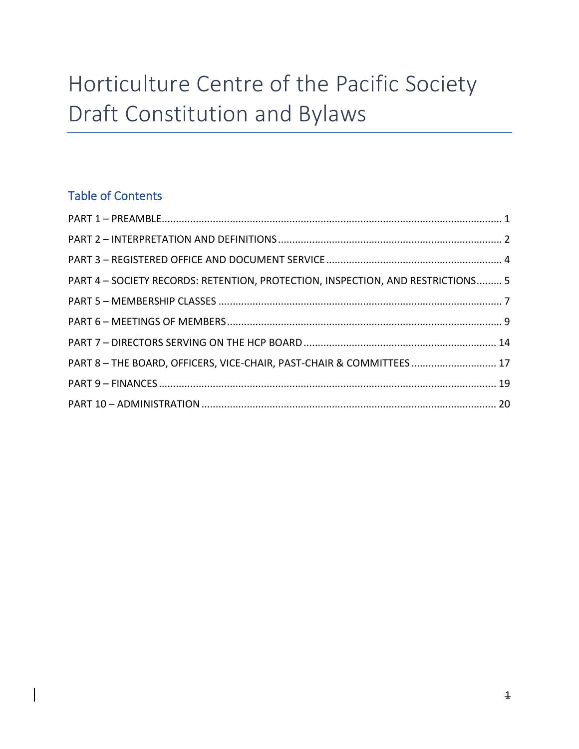# Horticulture Centre of the Pacific Society Draft Constitution and Bylaws

## Table of Contents

PART 1 – PREAMBLE ........................................................................................................ 1

PART 2 – INTERPRETATION AND DEFINITIONS .............................................................. 2

PART 3 – REGISTERED OFFICE AND DOCUMENT SERVICE ............................................ 4

PART 4 – SOCIETY RECORDS: RETENTION, PROTECTION, INSPECTION, AND RESTRICTIONS ......... 5

PART 5 – MEMBERSHIP CLASSES .................................................................................. 7

PART 6 – MEETINGS OF MEMBERS ............................................................................... 9

PART 7 – DIRECTORS SERVING ON THE HCP BOARD ................................................... 14

PART 8 – THE BOARD, OFFICERS, VICE-CHAIR, PAST-CHAIR & COMMITTEES ............................. 17

PART 9 – FINANCES ...................................................................................................... 19

PART 10 – ADMINISTRATION ....................................................................................... 20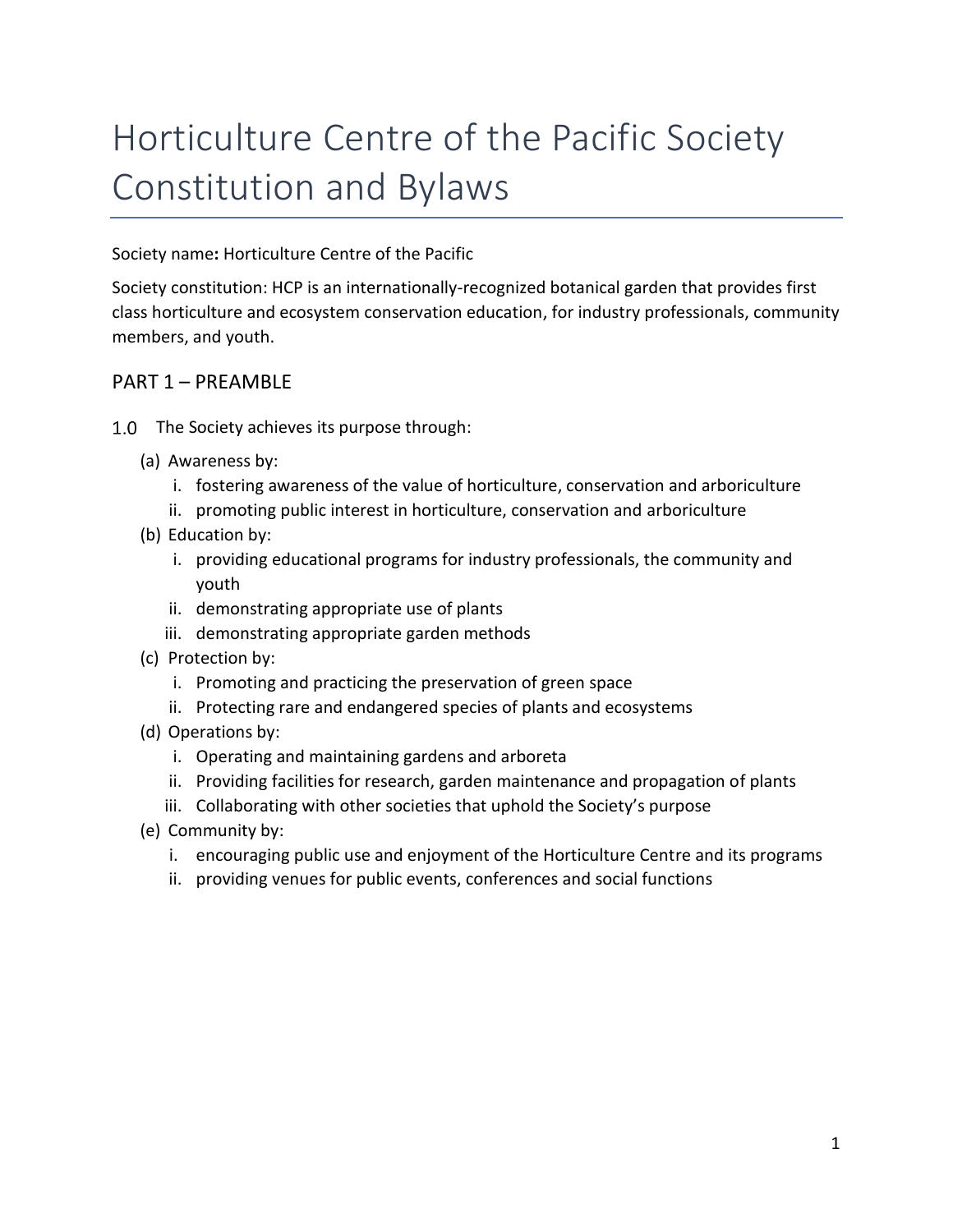# Horticulture Centre of the Pacific Society Constitution and Bylaws

Society name: Horticulture Centre of the Pacific

Society constitution: HCP is an internationally-recognized botanical garden that provides first class horticulture and ecosystem conservation education, for industry professionals, community members, and youth.

## PART 1 – PREAMBLE

1.0 The Society achieves its purpose through:

(a) Awareness by:
   i. fostering awareness of the value of horticulture, conservation and arboriculture
   ii. promoting public interest in horticulture, conservation and arboriculture

(b) Education by:
   i. providing educational programs for industry professionals, the community and youth
   ii. demonstrating appropriate use of plants
   iii. demonstrating appropriate garden methods

(c) Protection by:
   i. Promoting and practicing the preservation of green space
   ii. Protecting rare and endangered species of plants and ecosystems

(d) Operations by:
   i. Operating and maintaining gardens and arboreta
   ii. Providing facilities for research, garden maintenance and propagation of plants
   iii. Collaborating with other societies that uphold the Society's purpose

(e) Community by:
   i. encouraging public use and enjoyment of the Horticulture Centre and its programs
   ii. providing venues for public events, conferences and social functions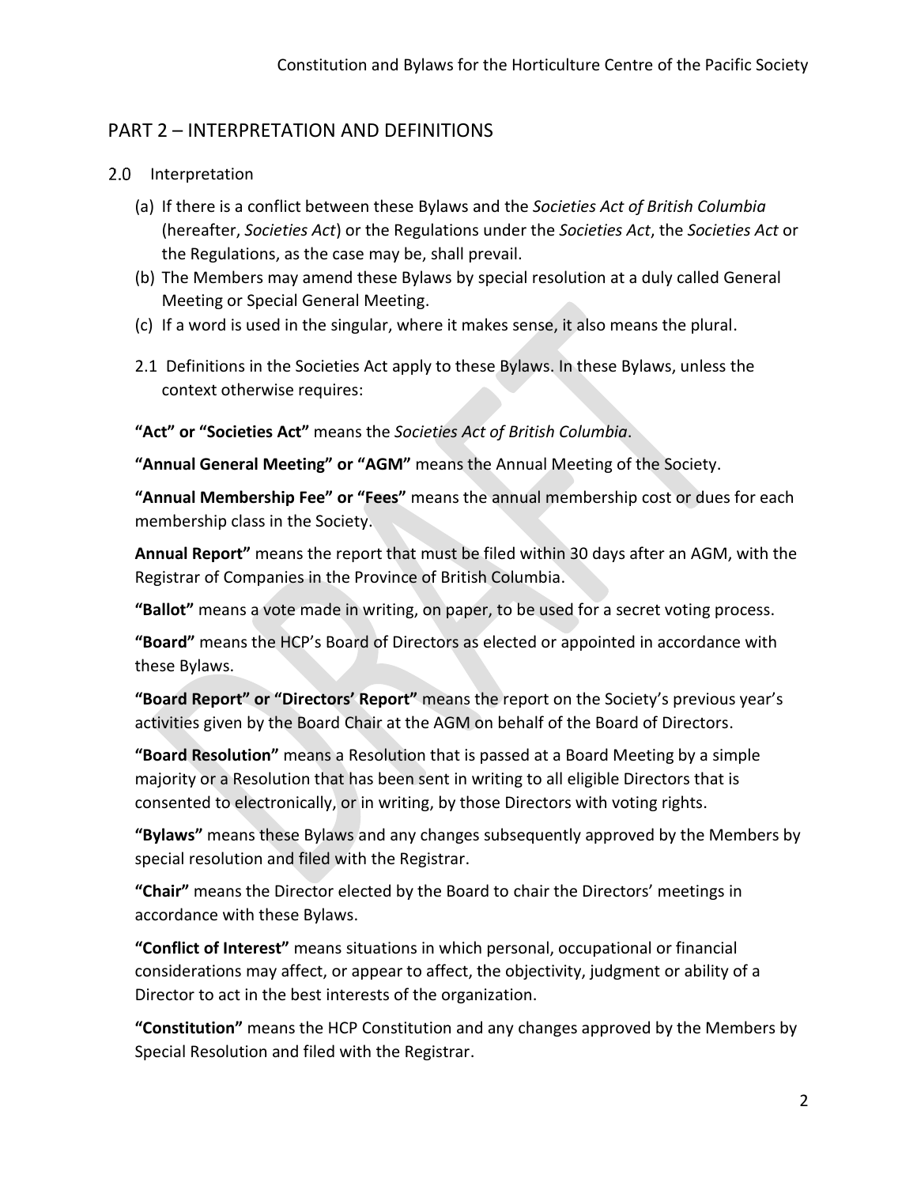## PART 2 – INTERPRETATION AND DEFINITIONS

### 2.0 Interpretation

(a) If there is a conflict between these Bylaws and the *Societies Act of British Columbia* (hereafter, *Societies Act*) or the Regulations under the *Societies Act*, the *Societies Act* or the Regulations, as the case may be, shall prevail.

(b) The Members may amend these Bylaws by special resolution at a duly called General Meeting or Special General Meeting.

(c) If a word is used in the singular, where it makes sense, it also means the plural.

2.1 Definitions in the Societies Act apply to these Bylaws. In these Bylaws, unless the context otherwise requires:

**"Act" or "Societies Act"** means the *Societies Act of British Columbia*.

**"Annual General Meeting" or "AGM"** means the Annual Meeting of the Society.

**"Annual Membership Fee" or "Fees"** means the annual membership cost or dues for each membership class in the Society.

**Annual Report"** means the report that must be filed within 30 days after an AGM, with the Registrar of Companies in the Province of British Columbia.

**"Ballot"** means a vote made in writing, on paper, to be used for a secret voting process.

**"Board"** means the HCP's Board of Directors as elected or appointed in accordance with these Bylaws.

**"Board Report" or "Directors' Report"** means the report on the Society's previous year's activities given by the Board Chair at the AGM on behalf of the Board of Directors.

**"Board Resolution"** means a Resolution that is passed at a Board Meeting by a simple majority or a Resolution that has been sent in writing to all eligible Directors that is consented to electronically, or in writing, by those Directors with voting rights.

**"Bylaws"** means these Bylaws and any changes subsequently approved by the Members by special resolution and filed with the Registrar.

**"Chair"** means the Director elected by the Board to chair the Directors' meetings in accordance with these Bylaws.

**"Conflict of Interest"** means situations in which personal, occupational or financial considerations may affect, or appear to affect, the objectivity, judgment or ability of a Director to act in the best interests of the organization.

**"Constitution"** means the HCP Constitution and any changes approved by the Members by Special Resolution and filed with the Registrar.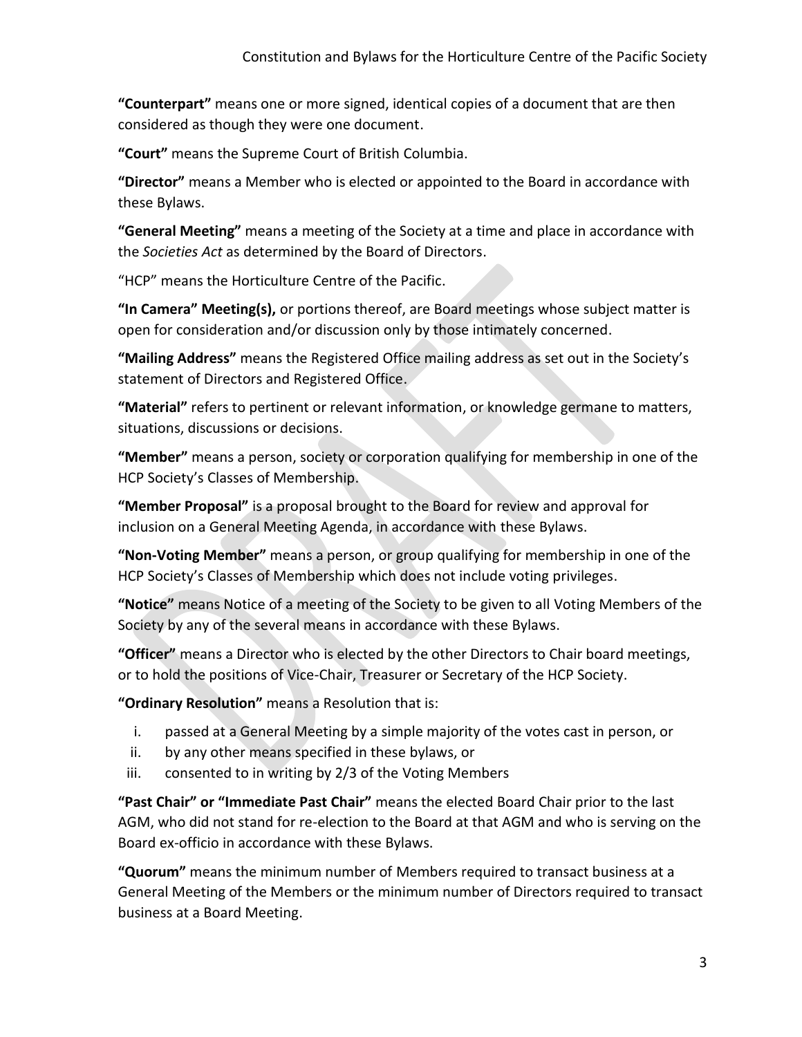**"Counterpart"** means one or more signed, identical copies of a document that are then considered as though they were one document.

**"Court"** means the Supreme Court of British Columbia.

**"Director"** means a Member who is elected or appointed to the Board in accordance with these Bylaws.

**"General Meeting"** means a meeting of the Society at a time and place in accordance with the *Societies Act* as determined by the Board of Directors.

"HCP" means the Horticulture Centre of the Pacific.

**"In Camera" Meeting(s),** or portions thereof, are Board meetings whose subject matter is open for consideration and/or discussion only by those intimately concerned.

**"Mailing Address"** means the Registered Office mailing address as set out in the Society's statement of Directors and Registered Office.

**"Material"** refers to pertinent or relevant information, or knowledge germane to matters, situations, discussions or decisions.

**"Member"** means a person, society or corporation qualifying for membership in one of the HCP Society's Classes of Membership.

**"Member Proposal"** is a proposal brought to the Board for review and approval for inclusion on a General Meeting Agenda, in accordance with these Bylaws.

**"Non-Voting Member"** means a person, or group qualifying for membership in one of the HCP Society's Classes of Membership which does not include voting privileges.

**"Notice"** means Notice of a meeting of the Society to be given to all Voting Members of the Society by any of the several means in accordance with these Bylaws.

**"Officer"** means a Director who is elected by the other Directors to Chair board meetings, or to hold the positions of Vice-Chair, Treasurer or Secretary of the HCP Society.

**"Ordinary Resolution"** means a Resolution that is:

i. passed at a General Meeting by a simple majority of the votes cast in person, or
ii. by any other means specified in these bylaws, or
iii. consented to in writing by 2/3 of the Voting Members

**"Past Chair" or "Immediate Past Chair"** means the elected Board Chair prior to the last AGM, who did not stand for re-election to the Board at that AGM and who is serving on the Board ex-officio in accordance with these Bylaws.

**"Quorum"** means the minimum number of Members required to transact business at a General Meeting of the Members or the minimum number of Directors required to transact business at a Board Meeting.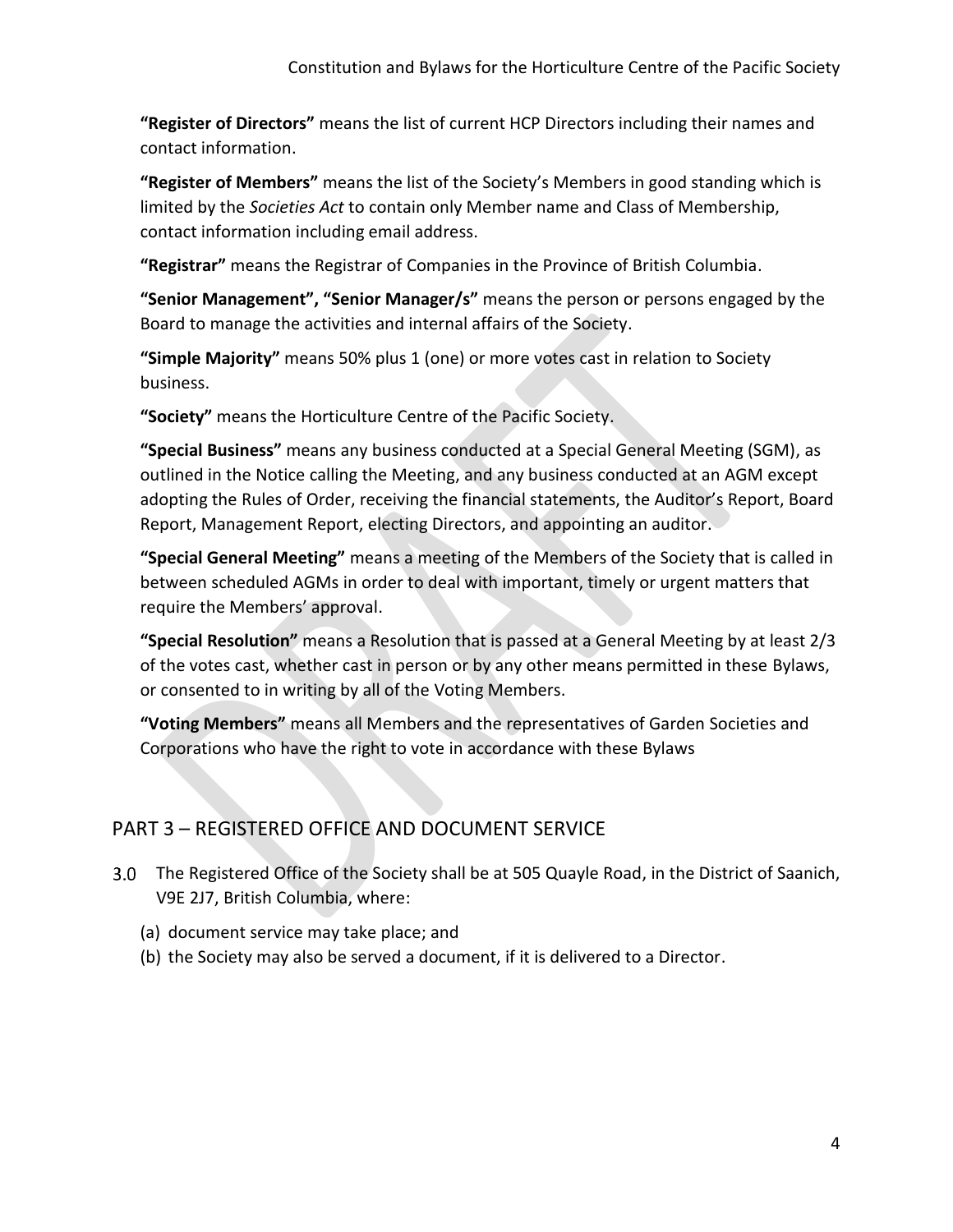**"Register of Directors"** means the list of current HCP Directors including their names and contact information.

**"Register of Members"** means the list of the Society's Members in good standing which is limited by the *Societies Act* to contain only Member name and Class of Membership, contact information including email address.

**"Registrar"** means the Registrar of Companies in the Province of British Columbia.

**"Senior Management", "Senior Manager/s"** means the person or persons engaged by the Board to manage the activities and internal affairs of the Society.

**"Simple Majority"** means 50% plus 1 (one) or more votes cast in relation to Society business.

**"Society"** means the Horticulture Centre of the Pacific Society.

**"Special Business"** means any business conducted at a Special General Meeting (SGM), as outlined in the Notice calling the Meeting, and any business conducted at an AGM except adopting the Rules of Order, receiving the financial statements, the Auditor's Report, Board Report, Management Report, electing Directors, and appointing an auditor.

**"Special General Meeting"** means a meeting of the Members of the Society that is called in between scheduled AGMs in order to deal with important, timely or urgent matters that require the Members' approval.

**"Special Resolution"** means a Resolution that is passed at a General Meeting by at least 2/3 of the votes cast, whether cast in person or by any other means permitted in these Bylaws, or consented to in writing by all of the Voting Members.

**"Voting Members"** means all Members and the representatives of Garden Societies and Corporations who have the right to vote in accordance with these Bylaws

## PART 3 – REGISTERED OFFICE AND DOCUMENT SERVICE

3.0 The Registered Office of the Society shall be at 505 Quayle Road, in the District of Saanich, V9E 2J7, British Columbia, where:

(a) document service may take place; and
(b) the Society may also be served a document, if it is delivered to a Director.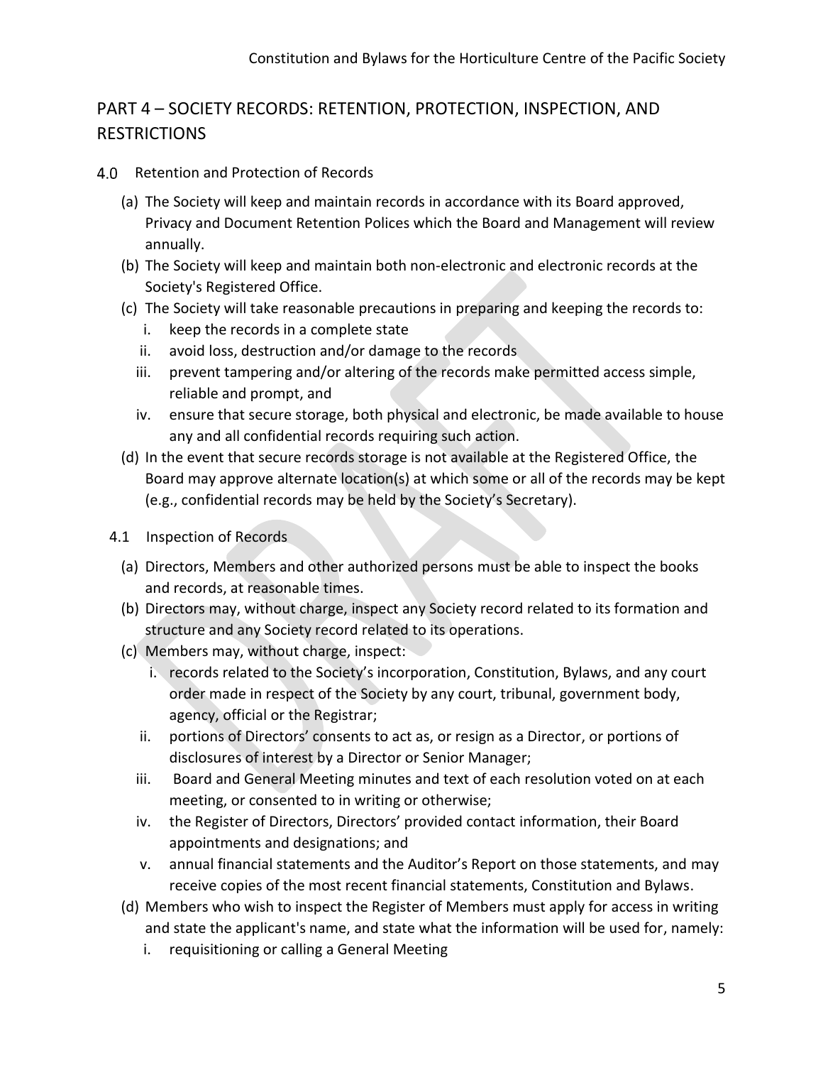## PART 4 – SOCIETY RECORDS: RETENTION, PROTECTION, INSPECTION, AND RESTRICTIONS

### 4.0 Retention and Protection of Records

(a) The Society will keep and maintain records in accordance with its Board approved, Privacy and Document Retention Polices which the Board and Management will review annually.

(b) The Society will keep and maintain both non-electronic and electronic records at the Society's Registered Office.

(c) The Society will take reasonable precautions in preparing and keeping the records to:

   i. keep the records in a complete state
   
   ii. avoid loss, destruction and/or damage to the records
   
   iii. prevent tampering and/or altering of the records make permitted access simple, reliable and prompt, and
   
   iv. ensure that secure storage, both physical and electronic, be made available to house any and all confidential records requiring such action.

(d) In the event that secure records storage is not available at the Registered Office, the Board may approve alternate location(s) at which some or all of the records may be kept (e.g., confidential records may be held by the Society's Secretary).

### 4.1 Inspection of Records

(a) Directors, Members and other authorized persons must be able to inspect the books and records, at reasonable times.

(b) Directors may, without charge, inspect any Society record related to its formation and structure and any Society record related to its operations.

(c) Members may, without charge, inspect:

   i. records related to the Society's incorporation, Constitution, Bylaws, and any court order made in respect of the Society by any court, tribunal, government body, agency, official or the Registrar;
   
   ii. portions of Directors' consents to act as, or resign as a Director, or portions of disclosures of interest by a Director or Senior Manager;
   
   iii. Board and General Meeting minutes and text of each resolution voted on at each meeting, or consented to in writing or otherwise;
   
   iv. the Register of Directors, Directors' provided contact information, their Board appointments and designations; and
   
   v. annual financial statements and the Auditor's Report on those statements, and may receive copies of the most recent financial statements, Constitution and Bylaws.

(d) Members who wish to inspect the Register of Members must apply for access in writing and state the applicant's name, and state what the information will be used for, namely:

   i. requisitioning or calling a General Meeting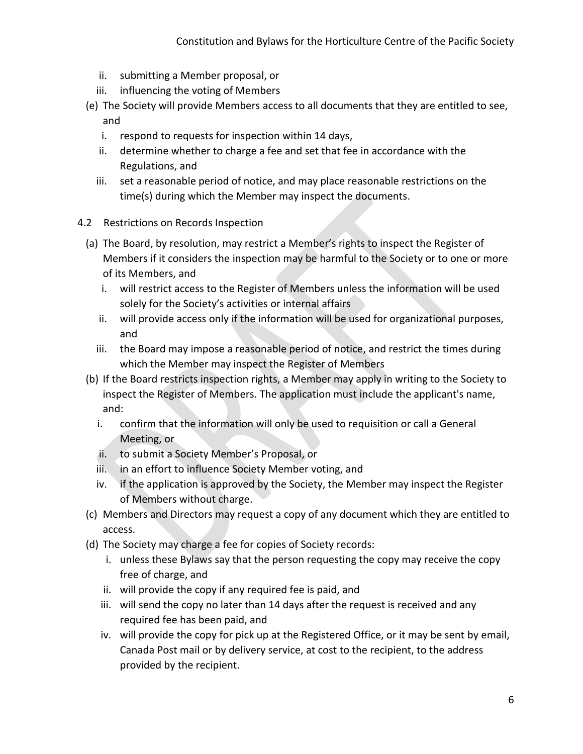ii. submitting a Member proposal, or
iii. influencing the voting of Members

(e) The Society will provide Members access to all documents that they are entitled to see, and
   i. respond to requests for inspection within 14 days,
   ii. determine whether to charge a fee and set that fee in accordance with the Regulations, and
   iii. set a reasonable period of notice, and may place reasonable restrictions on the time(s) during which the Member may inspect the documents.

4.2 Restrictions on Records Inspection

(a) The Board, by resolution, may restrict a Member's rights to inspect the Register of Members if it considers the inspection may be harmful to the Society or to one or more of its Members, and
   i. will restrict access to the Register of Members unless the information will be used solely for the Society's activities or internal affairs
   ii. will provide access only if the information will be used for organizational purposes, and
   iii. the Board may impose a reasonable period of notice, and restrict the times during which the Member may inspect the Register of Members

(b) If the Board restricts inspection rights, a Member may apply in writing to the Society to inspect the Register of Members. The application must include the applicant's name, and:
   i. confirm that the information will only be used to requisition or call a General Meeting, or
   ii. to submit a Society Member's Proposal, or
   iii. in an effort to influence Society Member voting, and
   iv. if the application is approved by the Society, the Member may inspect the Register of Members without charge.

(c) Members and Directors may request a copy of any document which they are entitled to access.

(d) The Society may charge a fee for copies of Society records:
   i. unless these Bylaws say that the person requesting the copy may receive the copy free of charge, and
   ii. will provide the copy if any required fee is paid, and
   iii. will send the copy no later than 14 days after the request is received and any required fee has been paid, and
   iv. will provide the copy for pick up at the Registered Office, or it may be sent by email, Canada Post mail or by delivery service, at cost to the recipient, to the address provided by the recipient.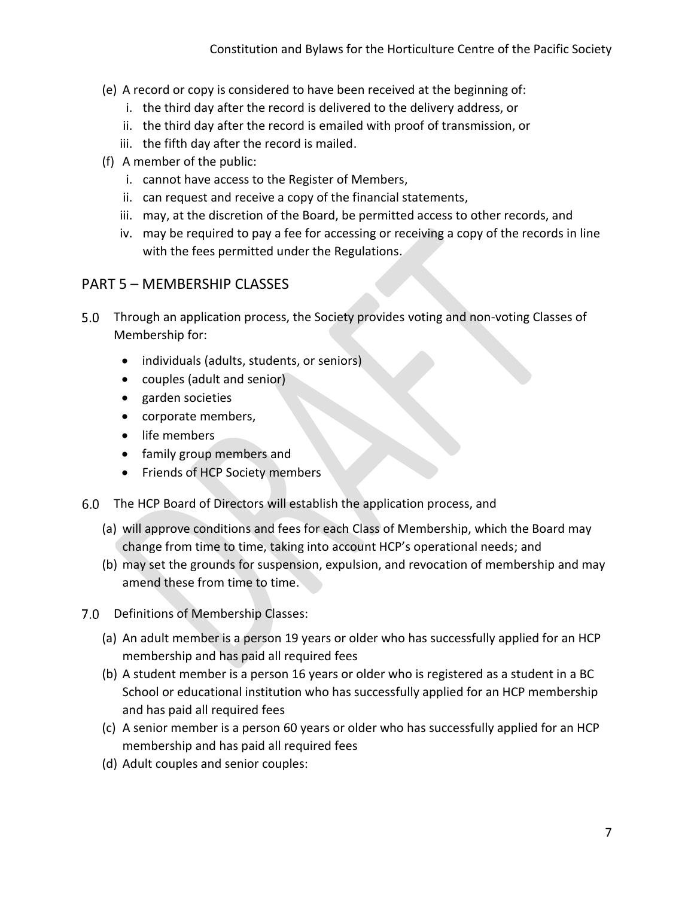(e) A record or copy is considered to have been received at the beginning of:
   i. the third day after the record is delivered to the delivery address, or
   ii. the third day after the record is emailed with proof of transmission, or
   iii. the fifth day after the record is mailed.

(f) A member of the public:
   i. cannot have access to the Register of Members,
   ii. can request and receive a copy of the financial statements,
   iii. may, at the discretion of the Board, be permitted access to other records, and
   iv. may be required to pay a fee for accessing or receiving a copy of the records in line with the fees permitted under the Regulations.

## PART 5 – MEMBERSHIP CLASSES

5.0 Through an application process, the Society provides voting and non-voting Classes of Membership for:

- individuals (adults, students, or seniors)
- couples (adult and senior)
- garden societies
- corporate members,
- life members
- family group members and
- Friends of HCP Society members

6.0 The HCP Board of Directors will establish the application process, and

(a) will approve conditions and fees for each Class of Membership, which the Board may change from time to time, taking into account HCP's operational needs; and

(b) may set the grounds for suspension, expulsion, and revocation of membership and may amend these from time to time.

7.0 Definitions of Membership Classes:

(a) An adult member is a person 19 years or older who has successfully applied for an HCP membership and has paid all required fees

(b) A student member is a person 16 years or older who is registered as a student in a BC School or educational institution who has successfully applied for an HCP membership and has paid all required fees

(c) A senior member is a person 60 years or older who has successfully applied for an HCP membership and has paid all required fees

(d) Adult couples and senior couples: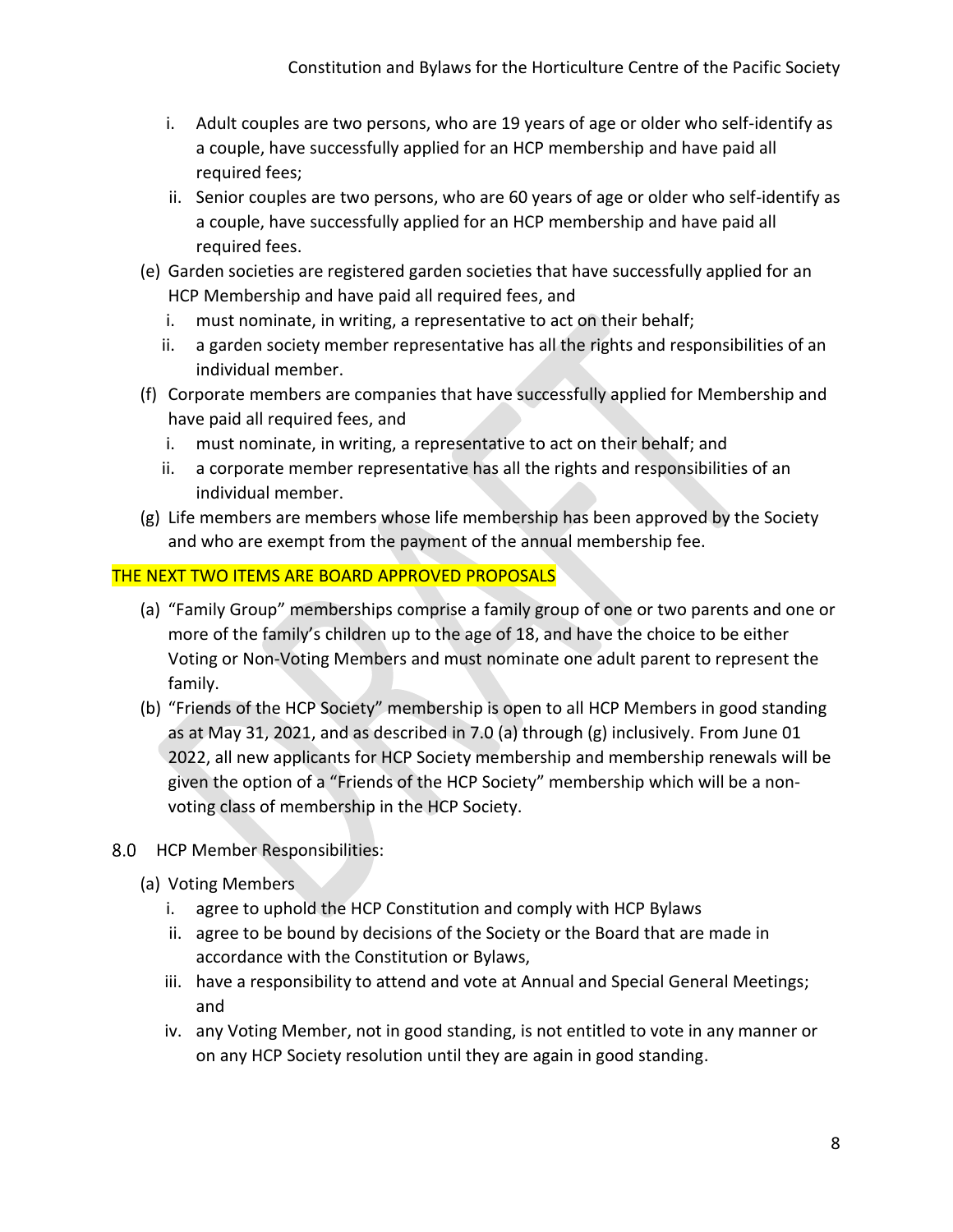i. Adult couples are two persons, who are 19 years of age or older who self-identify as a couple, have successfully applied for an HCP membership and have paid all required fees;
   ii. Senior couples are two persons, who are 60 years of age or older who self-identify as a couple, have successfully applied for an HCP membership and have paid all required fees.

(e) Garden societies are registered garden societies that have successfully applied for an HCP Membership and have paid all required fees, and
   i. must nominate, in writing, a representative to act on their behalf;
   ii. a garden society member representative has all the rights and responsibilities of an individual member.

(f) Corporate members are companies that have successfully applied for Membership and have paid all required fees, and
   i. must nominate, in writing, a representative to act on their behalf; and
   ii. a corporate member representative has all the rights and responsibilities of an individual member.

(g) Life members are members whose life membership has been approved by the Society and who are exempt from the payment of the annual membership fee.

THE NEXT TWO ITEMS ARE BOARD APPROVED PROPOSALS

(a) "Family Group" memberships comprise a family group of one or two parents and one or more of the family's children up to the age of 18, and have the choice to be either Voting or Non-Voting Members and must nominate one adult parent to represent the family.

(b) "Friends of the HCP Society" membership is open to all HCP Members in good standing as at May 31, 2021, and as described in 7.0 (a) through (g) inclusively. From June 01 2022, all new applicants for HCP Society membership and membership renewals will be given the option of a "Friends of the HCP Society" membership which will be a non-voting class of membership in the HCP Society.

8.0 HCP Member Responsibilities:

(a) Voting Members
   i. agree to uphold the HCP Constitution and comply with HCP Bylaws
   ii. agree to be bound by decisions of the Society or the Board that are made in accordance with the Constitution or Bylaws,
   iii. have a responsibility to attend and vote at Annual and Special General Meetings; and
   iv. any Voting Member, not in good standing, is not entitled to vote in any manner or on any HCP Society resolution until they are again in good standing.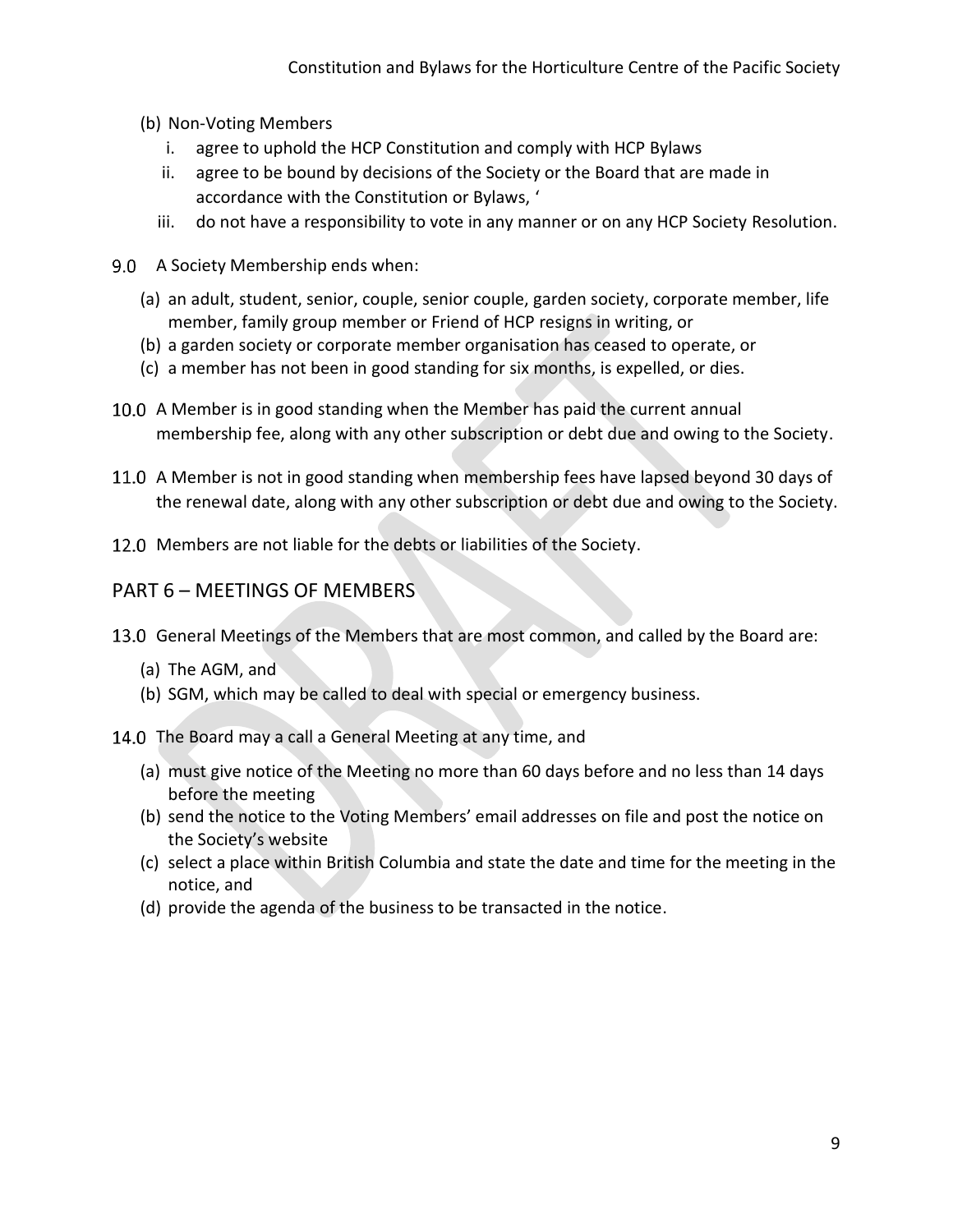(b) Non-Voting Members
   i. agree to uphold the HCP Constitution and comply with HCP Bylaws
   ii. agree to be bound by decisions of the Society or the Board that are made in accordance with the Constitution or Bylaws, '
   iii. do not have a responsibility to vote in any manner or on any HCP Society Resolution.

9.0 A Society Membership ends when:

(a) an adult, student, senior, couple, senior couple, garden society, corporate member, life member, family group member or Friend of HCP resigns in writing, or
(b) a garden society or corporate member organisation has ceased to operate, or
(c) a member has not been in good standing for six months, is expelled, or dies.

10.0 A Member is in good standing when the Member has paid the current annual membership fee, along with any other subscription or debt due and owing to the Society.

11.0 A Member is not in good standing when membership fees have lapsed beyond 30 days of the renewal date, along with any other subscription or debt due and owing to the Society.

12.0 Members are not liable for the debts or liabilities of the Society.

## PART 6 – MEETINGS OF MEMBERS

13.0 General Meetings of the Members that are most common, and called by the Board are:

(a) The AGM, and
(b) SGM, which may be called to deal with special or emergency business.

14.0 The Board may a call a General Meeting at any time, and

(a) must give notice of the Meeting no more than 60 days before and no less than 14 days before the meeting
(b) send the notice to the Voting Members' email addresses on file and post the notice on the Society's website
(c) select a place within British Columbia and state the date and time for the meeting in the notice, and
(d) provide the agenda of the business to be transacted in the notice.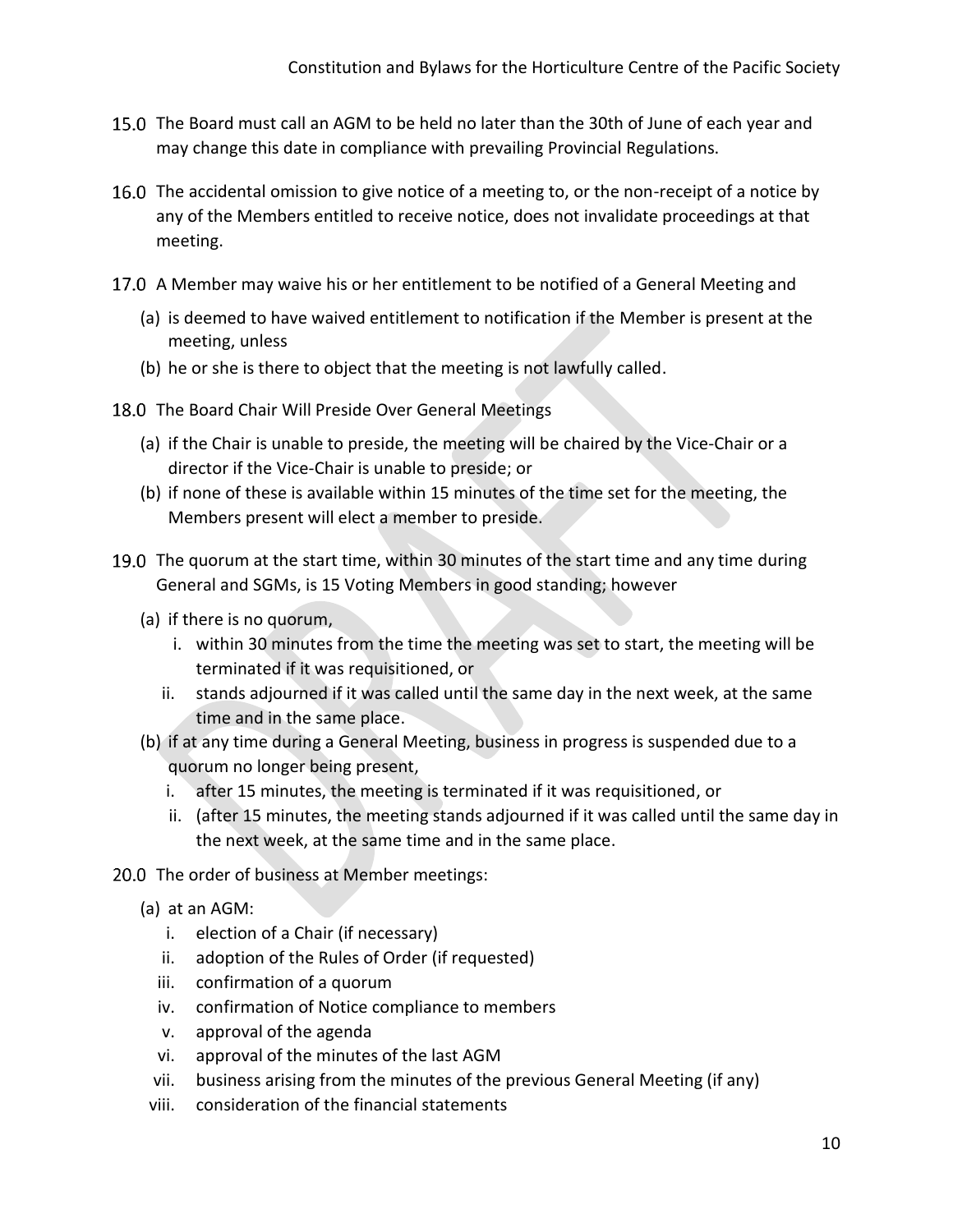15.0 The Board must call an AGM to be held no later than the 30th of June of each year and may change this date in compliance with prevailing Provincial Regulations.

16.0 The accidental omission to give notice of a meeting to, or the non-receipt of a notice by any of the Members entitled to receive notice, does not invalidate proceedings at that meeting.

17.0 A Member may waive his or her entitlement to be notified of a General Meeting and

- (a) is deemed to have waived entitlement to notification if the Member is present at the meeting, unless
- (b) he or she is there to object that the meeting is not lawfully called.

18.0 The Board Chair Will Preside Over General Meetings

- (a) if the Chair is unable to preside, the meeting will be chaired by the Vice-Chair or a director if the Vice-Chair is unable to preside; or
- (b) if none of these is available within 15 minutes of the time set for the meeting, the Members present will elect a member to preside.

19.0 The quorum at the start time, within 30 minutes of the start time and any time during General and SGMs, is 15 Voting Members in good standing; however

- (a) if there is no quorum,
  - i. within 30 minutes from the time the meeting was set to start, the meeting will be terminated if it was requisitioned, or
  - ii. stands adjourned if it was called until the same day in the next week, at the same time and in the same place.
- (b) if at any time during a General Meeting, business in progress is suspended due to a quorum no longer being present,
  - i. after 15 minutes, the meeting is terminated if it was requisitioned, or
  - ii. (after 15 minutes, the meeting stands adjourned if it was called until the same day in the next week, at the same time and in the same place.

20.0 The order of business at Member meetings:

- (a) at an AGM:
  - i. election of a Chair (if necessary)
  - ii. adoption of the Rules of Order (if requested)
  - iii. confirmation of a quorum
  - iv. confirmation of Notice compliance to members
  - v. approval of the agenda
  - vi. approval of the minutes of the last AGM
  - vii. business arising from the minutes of the previous General Meeting (if any)
  - viii. consideration of the financial statements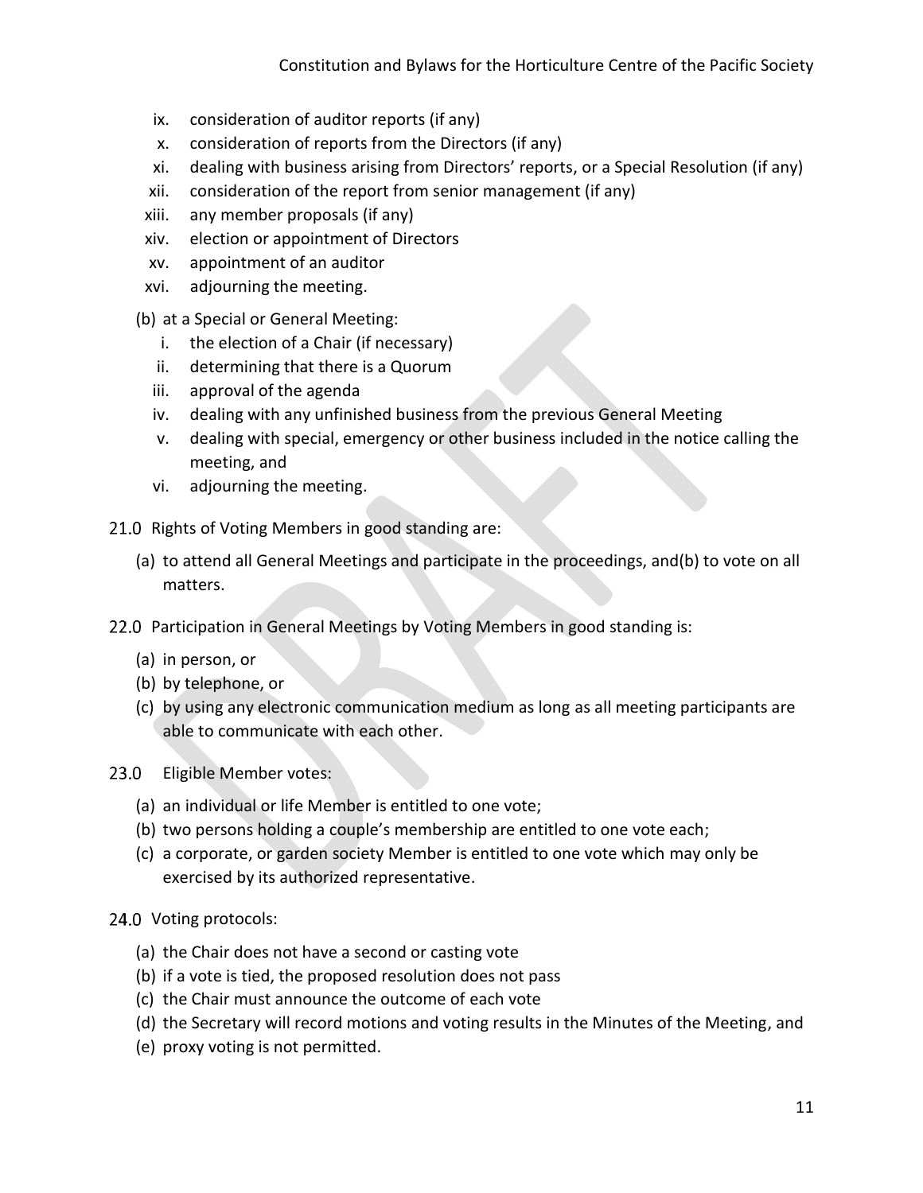ix. consideration of auditor reports (if any)
x. consideration of reports from the Directors (if any)
xi. dealing with business arising from Directors' reports, or a Special Resolution (if any)
xii. consideration of the report from senior management (if any)
xiii. any member proposals (if any)
xiv. election or appointment of Directors
xv. appointment of an auditor
xvi. adjourning the meeting.

(b) at a Special or General Meeting:
i. the election of a Chair (if necessary)
ii. determining that there is a Quorum
iii. approval of the agenda
iv. dealing with any unfinished business from the previous General Meeting
v. dealing with special, emergency or other business included in the notice calling the meeting, and
vi. adjourning the meeting.

21.0 Rights of Voting Members in good standing are:

(a) to attend all General Meetings and participate in the proceedings, and(b) to vote on all matters.

22.0 Participation in General Meetings by Voting Members in good standing is:

(a) in person, or
(b) by telephone, or
(c) by using any electronic communication medium as long as all meeting participants are able to communicate with each other.

23.0 Eligible Member votes:

(a) an individual or life Member is entitled to one vote;
(b) two persons holding a couple's membership are entitled to one vote each;
(c) a corporate, or garden society Member is entitled to one vote which may only be exercised by its authorized representative.

24.0 Voting protocols:

(a) the Chair does not have a second or casting vote
(b) if a vote is tied, the proposed resolution does not pass
(c) the Chair must announce the outcome of each vote
(d) the Secretary will record motions and voting results in the Minutes of the Meeting, and
(e) proxy voting is not permitted.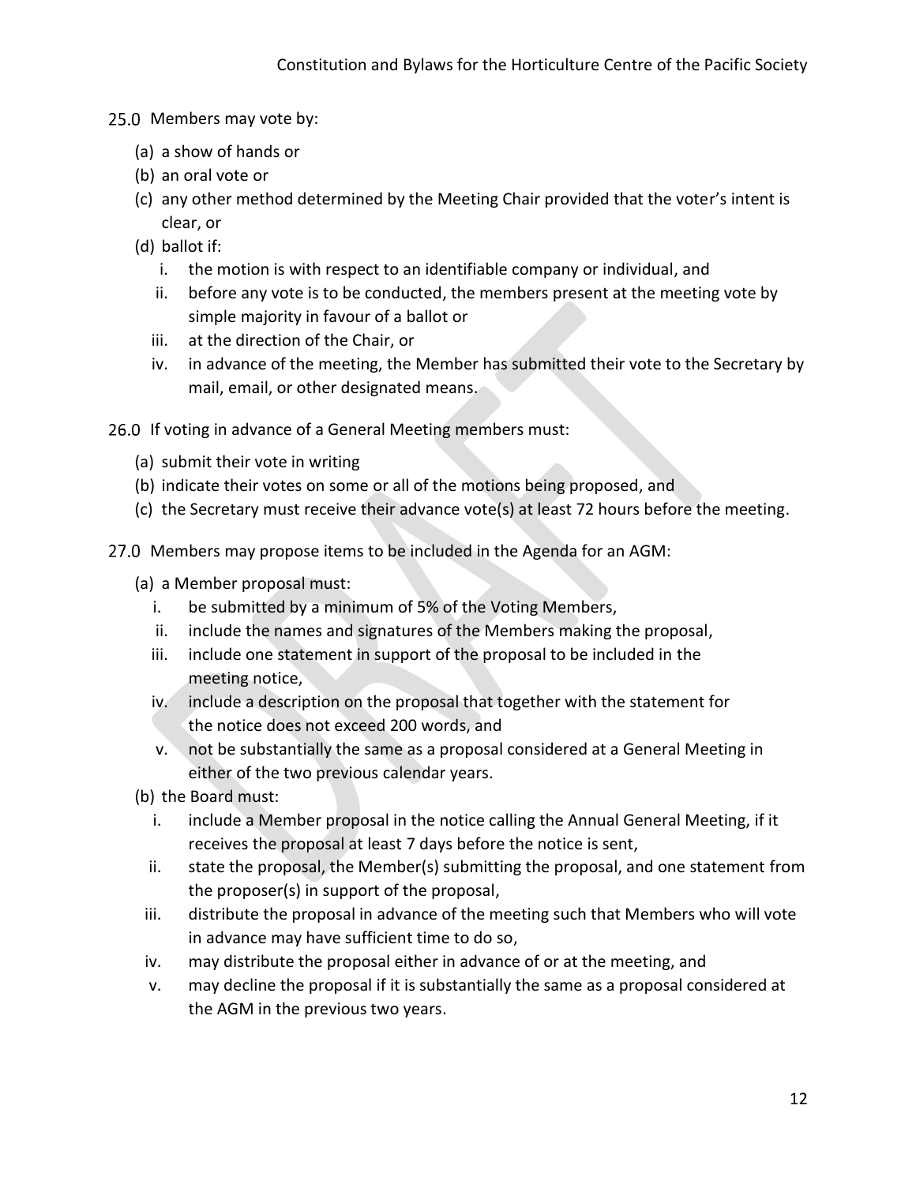25.0 Members may vote by:

(a) a show of hands or
(b) an oral vote or
(c) any other method determined by the Meeting Chair provided that the voter's intent is clear, or
(d) ballot if:
   i. the motion is with respect to an identifiable company or individual, and
   ii. before any vote is to be conducted, the members present at the meeting vote by simple majority in favour of a ballot or
   iii. at the direction of the Chair, or
   iv. in advance of the meeting, the Member has submitted their vote to the Secretary by mail, email, or other designated means.

26.0 If voting in advance of a General Meeting members must:

(a) submit their vote in writing
(b) indicate their votes on some or all of the motions being proposed, and
(c) the Secretary must receive their advance vote(s) at least 72 hours before the meeting.

27.0 Members may propose items to be included in the Agenda for an AGM:

(a) a Member proposal must:
   i. be submitted by a minimum of 5% of the Voting Members,
   ii. include the names and signatures of the Members making the proposal,
   iii. include one statement in support of the proposal to be included in the meeting notice,
   iv. include a description on the proposal that together with the statement for the notice does not exceed 200 words, and
   v. not be substantially the same as a proposal considered at a General Meeting in either of the two previous calendar years.
(b) the Board must:
   i. include a Member proposal in the notice calling the Annual General Meeting, if it receives the proposal at least 7 days before the notice is sent,
   ii. state the proposal, the Member(s) submitting the proposal, and one statement from the proposer(s) in support of the proposal,
   iii. distribute the proposal in advance of the meeting such that Members who will vote in advance may have sufficient time to do so,
   iv. may distribute the proposal either in advance of or at the meeting, and
   v. may decline the proposal if it is substantially the same as a proposal considered at the AGM in the previous two years.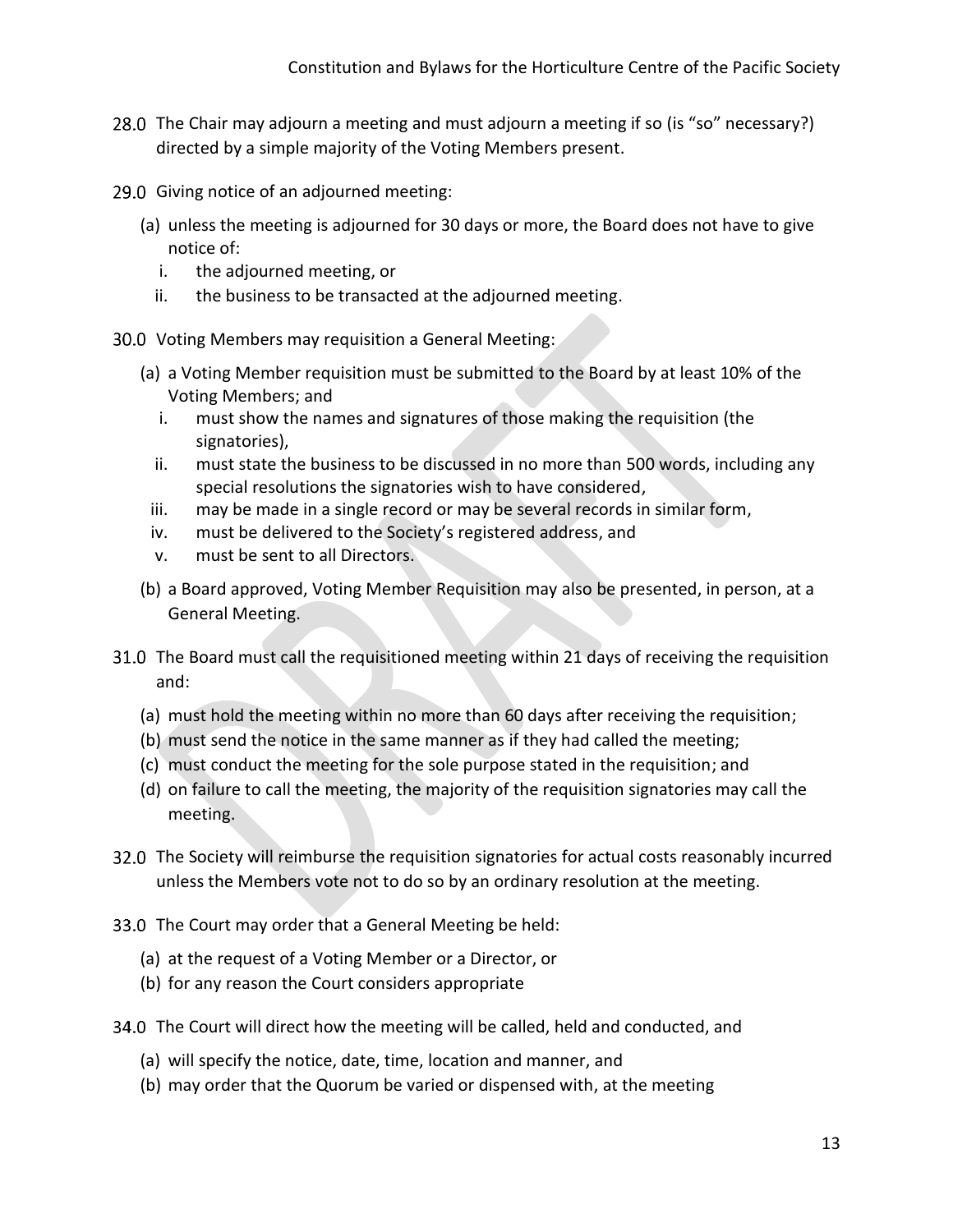28.0 The Chair may adjourn a meeting and must adjourn a meeting if so (is "so" necessary?) directed by a simple majority of the Voting Members present.

29.0 Giving notice of an adjourned meeting:

(a) unless the meeting is adjourned for 30 days or more, the Board does not have to give notice of:
   i. the adjourned meeting, or
   ii. the business to be transacted at the adjourned meeting.

30.0 Voting Members may requisition a General Meeting:

(a) a Voting Member requisition must be submitted to the Board by at least 10% of the Voting Members; and
   i. must show the names and signatures of those making the requisition (the signatories),
   ii. must state the business to be discussed in no more than 500 words, including any special resolutions the signatories wish to have considered,
   iii. may be made in a single record or may be several records in similar form,
   iv. must be delivered to the Society's registered address, and
   v. must be sent to all Directors.

(b) a Board approved, Voting Member Requisition may also be presented, in person, at a General Meeting.

31.0 The Board must call the requisitioned meeting within 21 days of receiving the requisition and:

(a) must hold the meeting within no more than 60 days after receiving the requisition;
(b) must send the notice in the same manner as if they had called the meeting;
(c) must conduct the meeting for the sole purpose stated in the requisition; and
(d) on failure to call the meeting, the majority of the requisition signatories may call the meeting.

32.0 The Society will reimburse the requisition signatories for actual costs reasonably incurred unless the Members vote not to do so by an ordinary resolution at the meeting.

33.0 The Court may order that a General Meeting be held:

(a) at the request of a Voting Member or a Director, or
(b) for any reason the Court considers appropriate

34.0 The Court will direct how the meeting will be called, held and conducted, and

(a) will specify the notice, date, time, location and manner, and
(b) may order that the Quorum be varied or dispensed with, at the meeting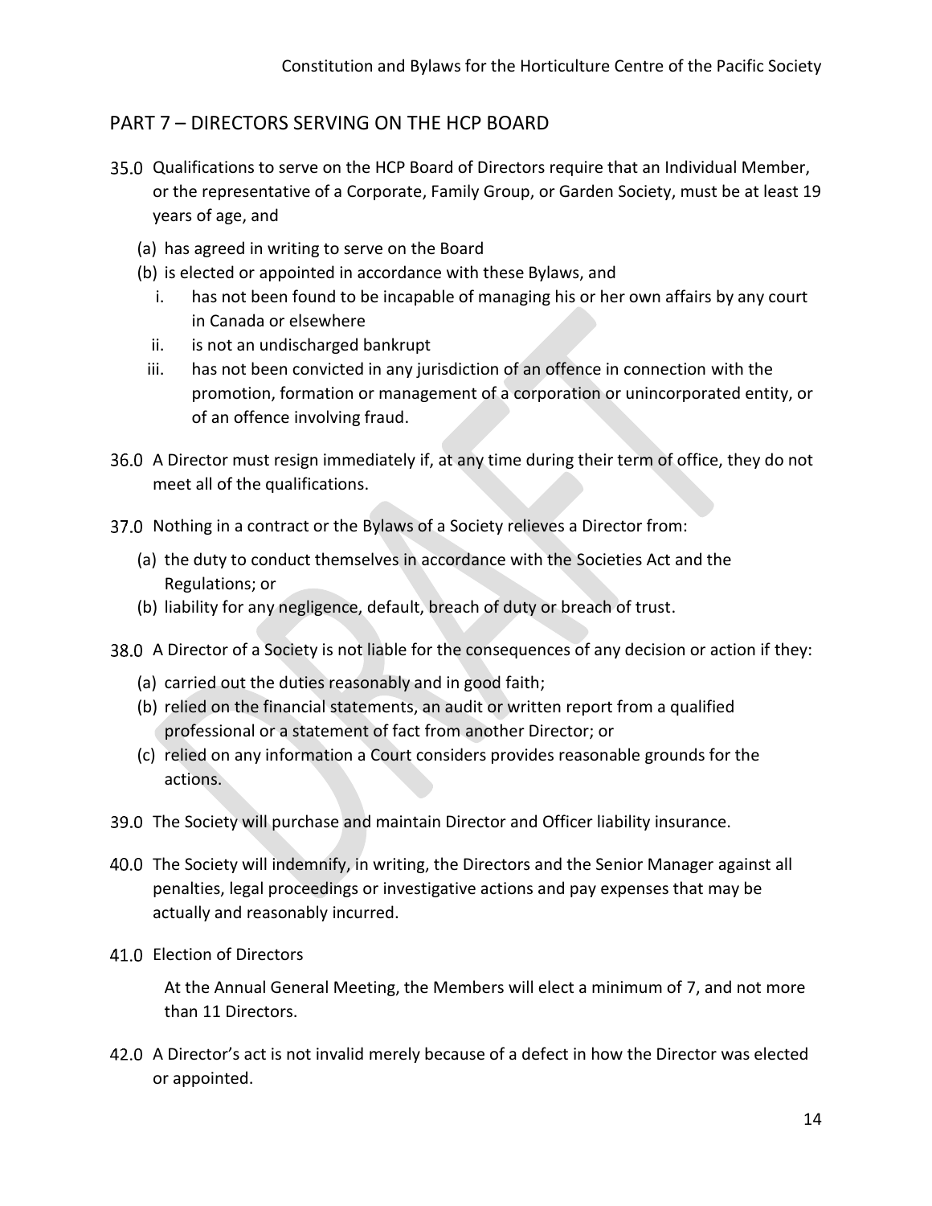## PART 7 – DIRECTORS SERVING ON THE HCP BOARD

35.0 Qualifications to serve on the HCP Board of Directors require that an Individual Member, or the representative of a Corporate, Family Group, or Garden Society, must be at least 19 years of age, and

(a) has agreed in writing to serve on the Board

(b) is elected or appointed in accordance with these Bylaws, and

i. has not been found to be incapable of managing his or her own affairs by any court in Canada or elsewhere

ii. is not an undischarged bankrupt

iii. has not been convicted in any jurisdiction of an offence in connection with the promotion, formation or management of a corporation or unincorporated entity, or of an offence involving fraud.

36.0 A Director must resign immediately if, at any time during their term of office, they do not meet all of the qualifications.

37.0 Nothing in a contract or the Bylaws of a Society relieves a Director from:

(a) the duty to conduct themselves in accordance with the Societies Act and the Regulations; or

(b) liability for any negligence, default, breach of duty or breach of trust.

38.0 A Director of a Society is not liable for the consequences of any decision or action if they:

(a) carried out the duties reasonably and in good faith;

(b) relied on the financial statements, an audit or written report from a qualified professional or a statement of fact from another Director; or

(c) relied on any information a Court considers provides reasonable grounds for the actions.

39.0 The Society will purchase and maintain Director and Officer liability insurance.

40.0 The Society will indemnify, in writing, the Directors and the Senior Manager against all penalties, legal proceedings or investigative actions and pay expenses that may be actually and reasonably incurred.

41.0 Election of Directors

At the Annual General Meeting, the Members will elect a minimum of 7, and not more than 11 Directors.

42.0 A Director's act is not invalid merely because of a defect in how the Director was elected or appointed.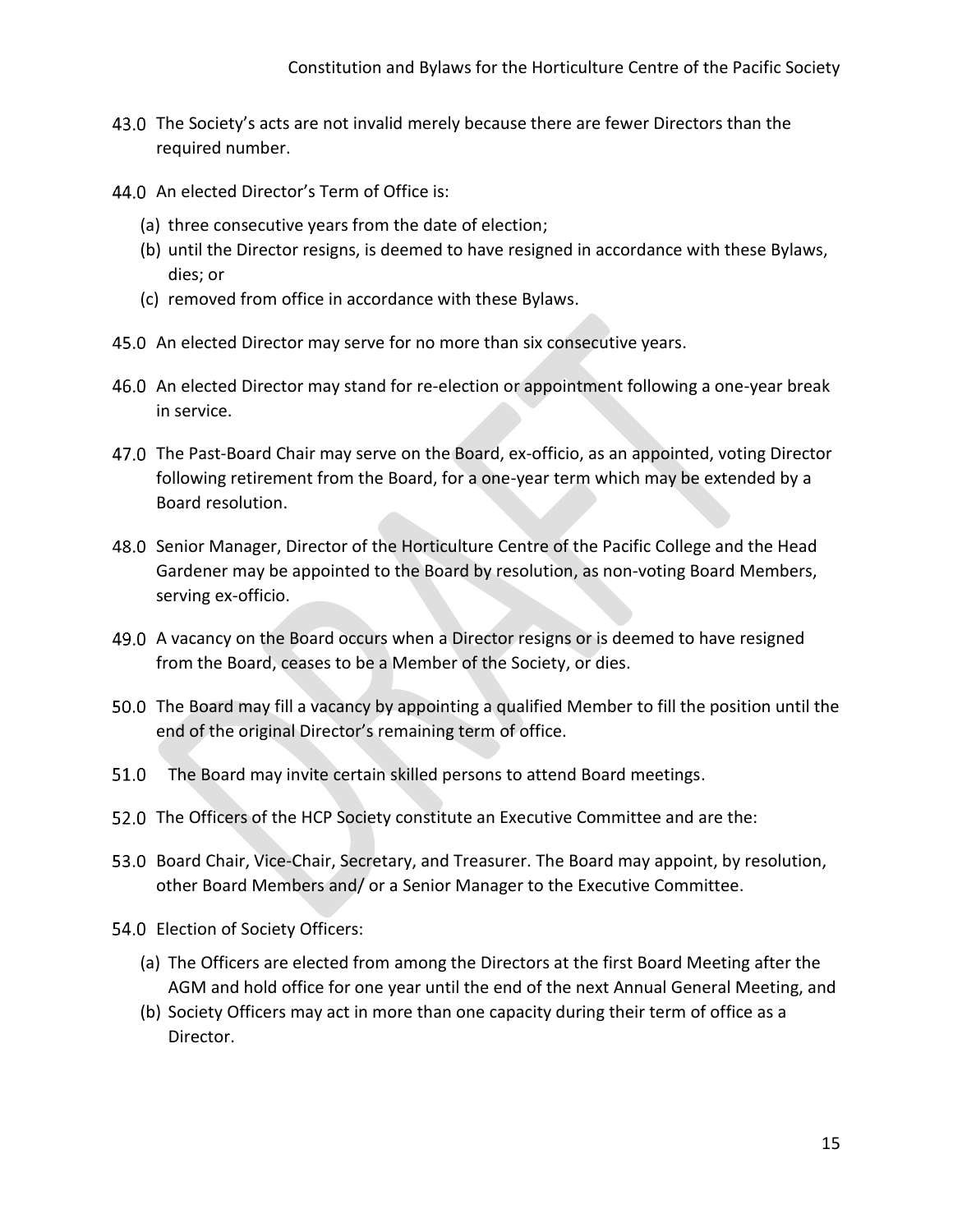43.0 The Society's acts are not invalid merely because there are fewer Directors than the required number.

44.0 An elected Director's Term of Office is:

(a) three consecutive years from the date of election;
(b) until the Director resigns, is deemed to have resigned in accordance with these Bylaws, dies; or
(c) removed from office in accordance with these Bylaws.

45.0 An elected Director may serve for no more than six consecutive years.

46.0 An elected Director may stand for re-election or appointment following a one-year break in service.

47.0 The Past-Board Chair may serve on the Board, ex-officio, as an appointed, voting Director following retirement from the Board, for a one-year term which may be extended by a Board resolution.

48.0 Senior Manager, Director of the Horticulture Centre of the Pacific College and the Head Gardener may be appointed to the Board by resolution, as non-voting Board Members, serving ex-officio.

49.0 A vacancy on the Board occurs when a Director resigns or is deemed to have resigned from the Board, ceases to be a Member of the Society, or dies.

50.0 The Board may fill a vacancy by appointing a qualified Member to fill the position until the end of the original Director's remaining term of office.

51.0 The Board may invite certain skilled persons to attend Board meetings.

52.0 The Officers of the HCP Society constitute an Executive Committee and are the:

53.0 Board Chair, Vice-Chair, Secretary, and Treasurer. The Board may appoint, by resolution, other Board Members and/ or a Senior Manager to the Executive Committee.

54.0 Election of Society Officers:

(a) The Officers are elected from among the Directors at the first Board Meeting after the AGM and hold office for one year until the end of the next Annual General Meeting, and
(b) Society Officers may act in more than one capacity during their term of office as a Director.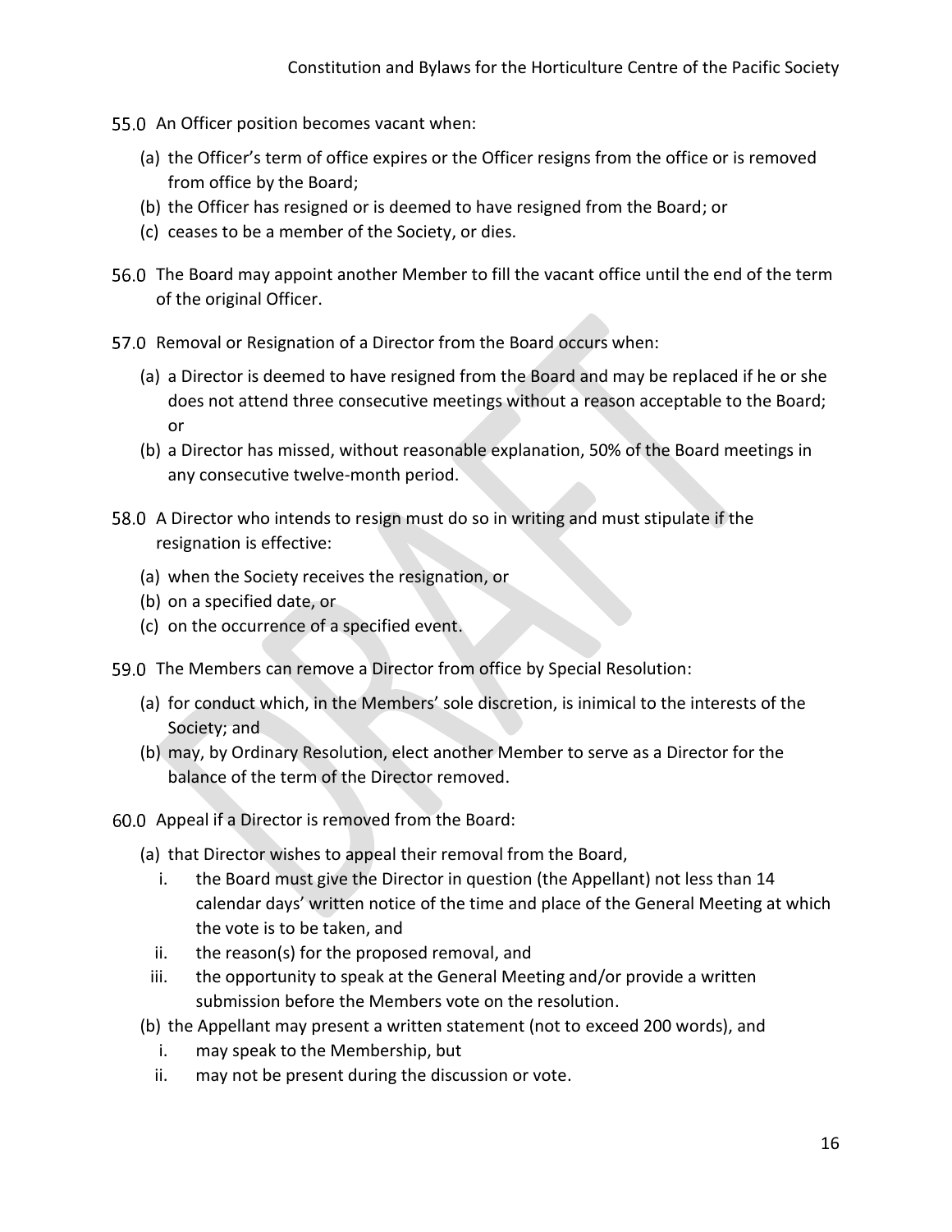55.0 An Officer position becomes vacant when:

(a) the Officer's term of office expires or the Officer resigns from the office or is removed from office by the Board;
(b) the Officer has resigned or is deemed to have resigned from the Board; or
(c) ceases to be a member of the Society, or dies.

56.0 The Board may appoint another Member to fill the vacant office until the end of the term of the original Officer.

57.0 Removal or Resignation of a Director from the Board occurs when:

(a) a Director is deemed to have resigned from the Board and may be replaced if he or she does not attend three consecutive meetings without a reason acceptable to the Board; or
(b) a Director has missed, without reasonable explanation, 50% of the Board meetings in any consecutive twelve-month period.

58.0 A Director who intends to resign must do so in writing and must stipulate if the resignation is effective:

(a) when the Society receives the resignation, or
(b) on a specified date, or
(c) on the occurrence of a specified event.

59.0 The Members can remove a Director from office by Special Resolution:

(a) for conduct which, in the Members' sole discretion, is inimical to the interests of the Society; and
(b) may, by Ordinary Resolution, elect another Member to serve as a Director for the balance of the term of the Director removed.

60.0 Appeal if a Director is removed from the Board:

(a) that Director wishes to appeal their removal from the Board,
   i. the Board must give the Director in question (the Appellant) not less than 14 calendar days' written notice of the time and place of the General Meeting at which the vote is to be taken, and
   ii. the reason(s) for the proposed removal, and
   iii. the opportunity to speak at the General Meeting and/or provide a written submission before the Members vote on the resolution.
(b) the Appellant may present a written statement (not to exceed 200 words), and
   i. may speak to the Membership, but
   ii. may not be present during the discussion or vote.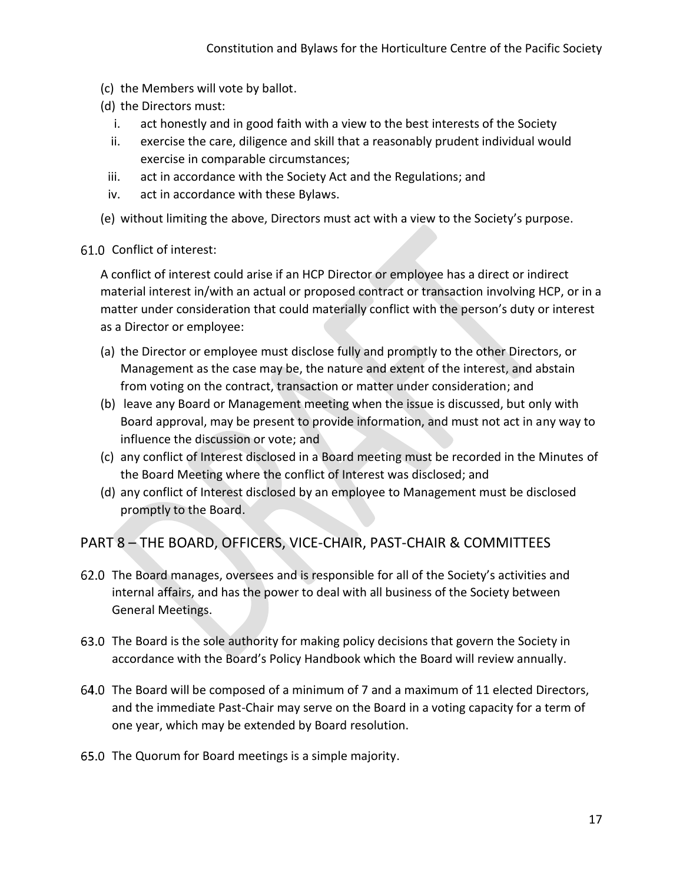(c) the Members will vote by ballot.

(d) the Directors must:

   i. act honestly and in good faith with a view to the best interests of the Society

   ii. exercise the care, diligence and skill that a reasonably prudent individual would exercise in comparable circumstances;

   iii. act in accordance with the Society Act and the Regulations; and

   iv. act in accordance with these Bylaws.

(e) without limiting the above, Directors must act with a view to the Society's purpose.

61.0 Conflict of interest:

A conflict of interest could arise if an HCP Director or employee has a direct or indirect material interest in/with an actual or proposed contract or transaction involving HCP, or in a matter under consideration that could materially conflict with the person's duty or interest as a Director or employee:

(a) the Director or employee must disclose fully and promptly to the other Directors, or Management as the case may be, the nature and extent of the interest, and abstain from voting on the contract, transaction or matter under consideration; and

(b) leave any Board or Management meeting when the issue is discussed, but only with Board approval, may be present to provide information, and must not act in any way to influence the discussion or vote; and

(c) any conflict of Interest disclosed in a Board meeting must be recorded in the Minutes of the Board Meeting where the conflict of Interest was disclosed; and

(d) any conflict of Interest disclosed by an employee to Management must be disclosed promptly to the Board.

## PART 8 – THE BOARD, OFFICERS, VICE-CHAIR, PAST-CHAIR & COMMITTEES

62.0 The Board manages, oversees and is responsible for all of the Society's activities and internal affairs, and has the power to deal with all business of the Society between General Meetings.

63.0 The Board is the sole authority for making policy decisions that govern the Society in accordance with the Board's Policy Handbook which the Board will review annually.

64.0 The Board will be composed of a minimum of 7 and a maximum of 11 elected Directors, and the immediate Past-Chair may serve on the Board in a voting capacity for a term of one year, which may be extended by Board resolution.

65.0 The Quorum for Board meetings is a simple majority.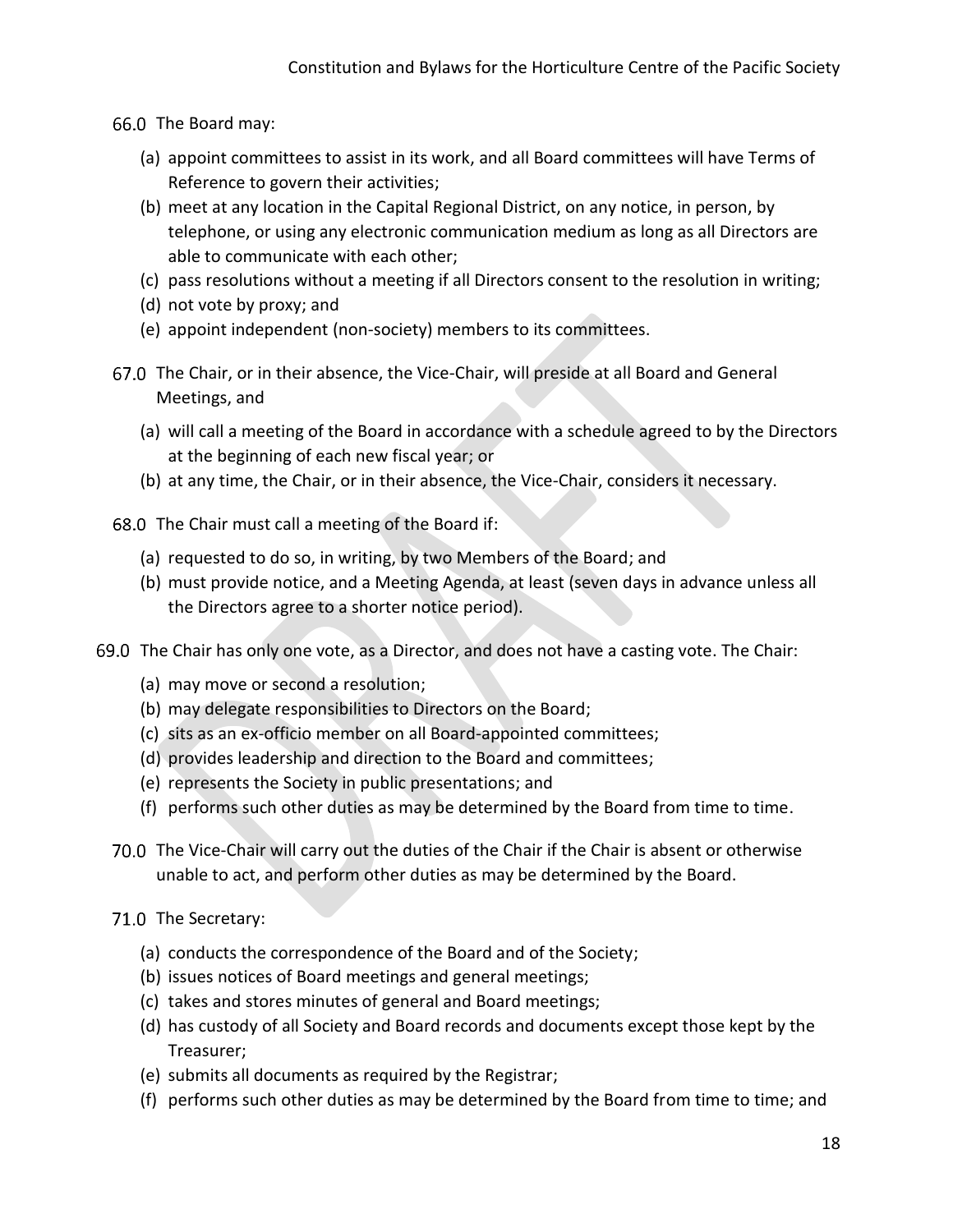66.0 The Board may:

(a) appoint committees to assist in its work, and all Board committees will have Terms of Reference to govern their activities;
(b) meet at any location in the Capital Regional District, on any notice, in person, by telephone, or using any electronic communication medium as long as all Directors are able to communicate with each other;
(c) pass resolutions without a meeting if all Directors consent to the resolution in writing;
(d) not vote by proxy; and
(e) appoint independent (non-society) members to its committees.

67.0 The Chair, or in their absence, the Vice-Chair, will preside at all Board and General Meetings, and

(a) will call a meeting of the Board in accordance with a schedule agreed to by the Directors at the beginning of each new fiscal year; or
(b) at any time, the Chair, or in their absence, the Vice-Chair, considers it necessary.

68.0 The Chair must call a meeting of the Board if:

(a) requested to do so, in writing, by two Members of the Board; and
(b) must provide notice, and a Meeting Agenda, at least (seven days in advance unless all the Directors agree to a shorter notice period).

69.0 The Chair has only one vote, as a Director, and does not have a casting vote. The Chair:

(a) may move or second a resolution;
(b) may delegate responsibilities to Directors on the Board;
(c) sits as an ex-officio member on all Board-appointed committees;
(d) provides leadership and direction to the Board and committees;
(e) represents the Society in public presentations; and
(f) performs such other duties as may be determined by the Board from time to time.

70.0 The Vice-Chair will carry out the duties of the Chair if the Chair is absent or otherwise unable to act, and perform other duties as may be determined by the Board.

71.0 The Secretary:

(a) conducts the correspondence of the Board and of the Society;
(b) issues notices of Board meetings and general meetings;
(c) takes and stores minutes of general and Board meetings;
(d) has custody of all Society and Board records and documents except those kept by the Treasurer;
(e) submits all documents as required by the Registrar;
(f) performs such other duties as may be determined by the Board from time to time; and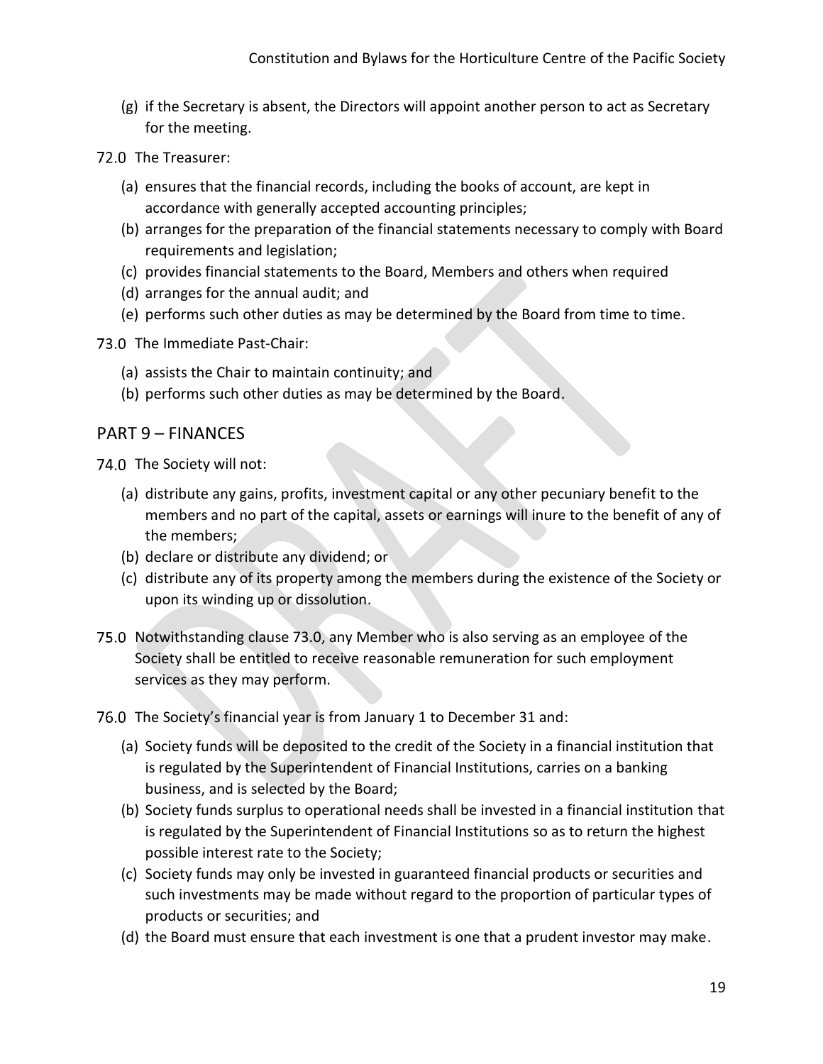(g) if the Secretary is absent, the Directors will appoint another person to act as Secretary for the meeting.

72.0 The Treasurer:

(a) ensures that the financial records, including the books of account, are kept in accordance with generally accepted accounting principles;
(b) arranges for the preparation of the financial statements necessary to comply with Board requirements and legislation;
(c) provides financial statements to the Board, Members and others when required
(d) arranges for the annual audit; and
(e) performs such other duties as may be determined by the Board from time to time.

73.0 The Immediate Past-Chair:

(a) assists the Chair to maintain continuity; and
(b) performs such other duties as may be determined by the Board.

## PART 9 – FINANCES

74.0 The Society will not:

(a) distribute any gains, profits, investment capital or any other pecuniary benefit to the members and no part of the capital, assets or earnings will inure to the benefit of any of the members;
(b) declare or distribute any dividend; or
(c) distribute any of its property among the members during the existence of the Society or upon its winding up or dissolution.

75.0 Notwithstanding clause 73.0, any Member who is also serving as an employee of the Society shall be entitled to receive reasonable remuneration for such employment services as they may perform.

76.0 The Society's financial year is from January 1 to December 31 and:

(a) Society funds will be deposited to the credit of the Society in a financial institution that is regulated by the Superintendent of Financial Institutions, carries on a banking business, and is selected by the Board;
(b) Society funds surplus to operational needs shall be invested in a financial institution that is regulated by the Superintendent of Financial Institutions so as to return the highest possible interest rate to the Society;
(c) Society funds may only be invested in guaranteed financial products or securities and such investments may be made without regard to the proportion of particular types of products or securities; and
(d) the Board must ensure that each investment is one that a prudent investor may make.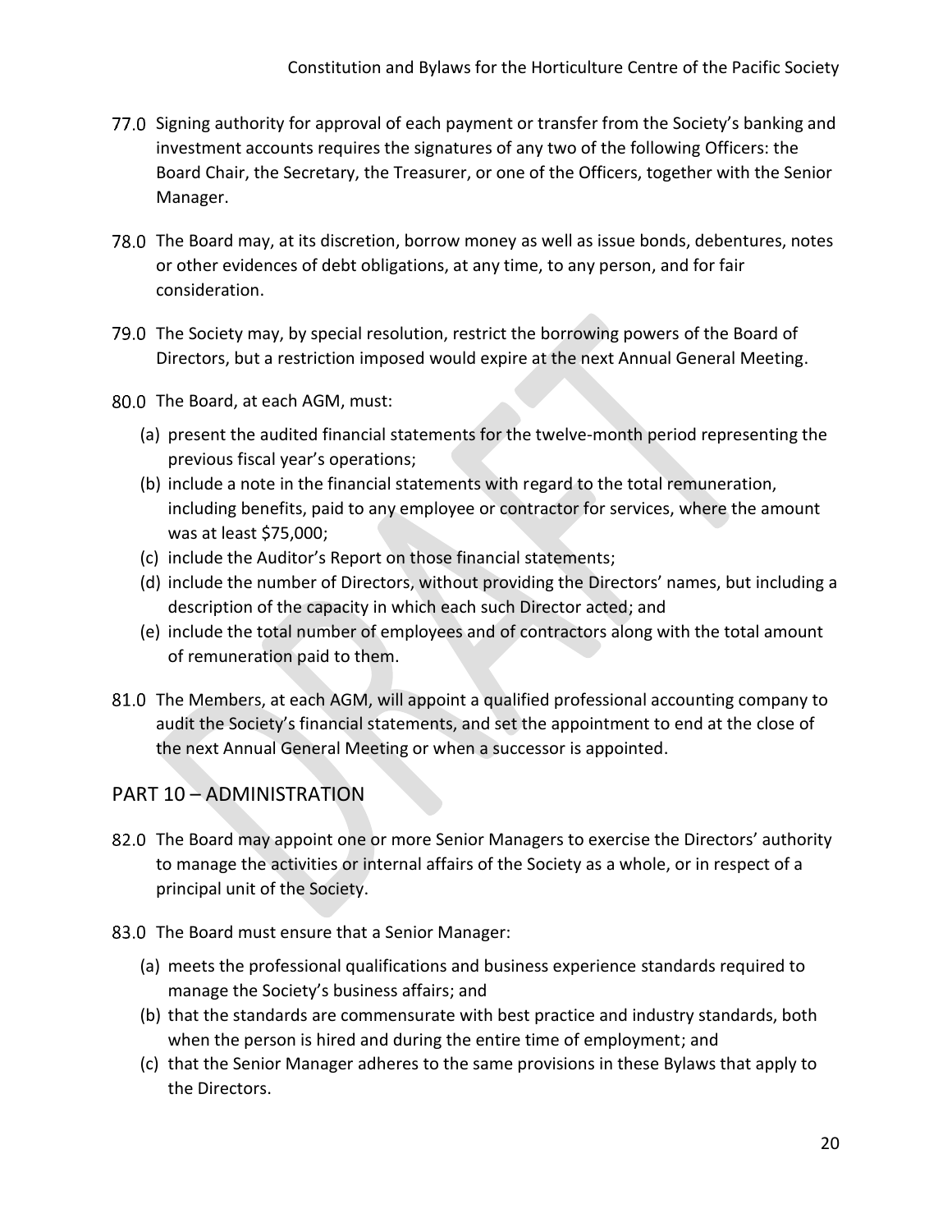77.0 Signing authority for approval of each payment or transfer from the Society's banking and investment accounts requires the signatures of any two of the following Officers: the Board Chair, the Secretary, the Treasurer, or one of the Officers, together with the Senior Manager.

78.0 The Board may, at its discretion, borrow money as well as issue bonds, debentures, notes or other evidences of debt obligations, at any time, to any person, and for fair consideration.

79.0 The Society may, by special resolution, restrict the borrowing powers of the Board of Directors, but a restriction imposed would expire at the next Annual General Meeting.

80.0 The Board, at each AGM, must:

(a) present the audited financial statements for the twelve-month period representing the previous fiscal year's operations;
(b) include a note in the financial statements with regard to the total remuneration, including benefits, paid to any employee or contractor for services, where the amount was at least $75,000;
(c) include the Auditor's Report on those financial statements;
(d) include the number of Directors, without providing the Directors' names, but including a description of the capacity in which each such Director acted; and
(e) include the total number of employees and of contractors along with the total amount of remuneration paid to them.

81.0 The Members, at each AGM, will appoint a qualified professional accounting company to audit the Society's financial statements, and set the appointment to end at the close of the next Annual General Meeting or when a successor is appointed.

## PART 10 – ADMINISTRATION

82.0 The Board may appoint one or more Senior Managers to exercise the Directors' authority to manage the activities or internal affairs of the Society as a whole, or in respect of a principal unit of the Society.

83.0 The Board must ensure that a Senior Manager:

(a) meets the professional qualifications and business experience standards required to manage the Society's business affairs; and
(b) that the standards are commensurate with best practice and industry standards, both when the person is hired and during the entire time of employment; and
(c) that the Senior Manager adheres to the same provisions in these Bylaws that apply to the Directors.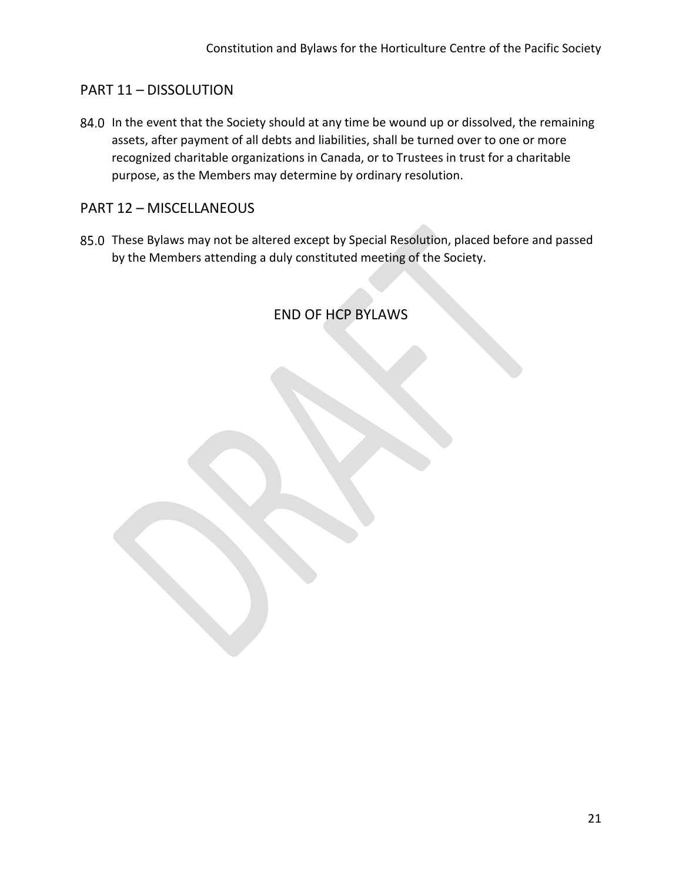## PART 11 – DISSOLUTION

84.0 In the event that the Society should at any time be wound up or dissolved, the remaining assets, after payment of all debts and liabilities, shall be turned over to one or more recognized charitable organizations in Canada, or to Trustees in trust for a charitable purpose, as the Members may determine by ordinary resolution.

## PART 12 – MISCELLANEOUS

85.0 These Bylaws may not be altered except by Special Resolution, placed before and passed by the Members attending a duly constituted meeting of the Society.

END OF HCP BYLAWS